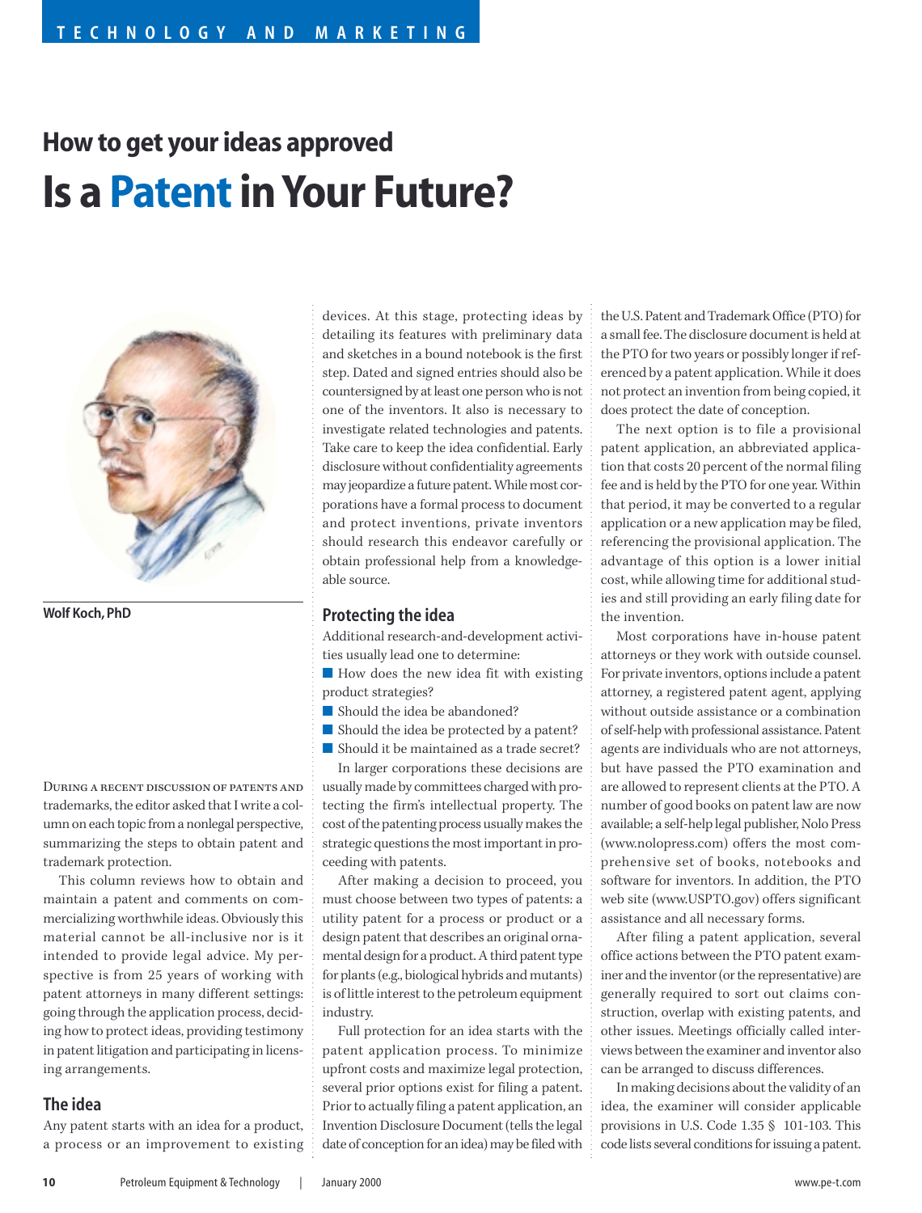# How to get your ideas approved

# Is a Patent in Your Future?

**Wolf Koch, PhD**

During a recent discussion of patents and trademarks, the editor asked that I write a column on each topic from a nonlegal perspective, summarizing the steps to obtain patent and trademark protection.

This column reviews how to obtain and maintain a patent and comments on commercializing worthwhile ideas. Obviously this material cannot be all-inclusive nor is it intended to provide legal advice. My perspective is from 25 years of working with patent attorneys in many different settings: going through the application process, deciding how to protect ideas, providing testimony in patent litigation and participating in licensing arrangements.

## The idea

Any patent starts with an idea for a product, a process or an improvement to existing devices. At this stage, protecting ideas by detailing its features with preliminary data and sketches in a bound notebook is the first step. Dated and signed entries should also be countersigned by at least one person who is not one of the inventors. It also is necessary to investigate related technologies and patents. Take care to keep the idea confidential. Early disclosure without confidentiality agreements may jeopardize a future patent. While most corporations have a formal process to document and protect inventions, private inventors should research this endeavor carefully or obtain professional help from a knowledgeable source.

## Protecting the idea

Additional research-and-development activities usually lead one to determine:

- How does the new idea fit with existing product strategies?
- Should the idea be abandoned?
- Should the idea be protected by a patent?
- Should it be maintained as a trade secret?

In larger corporations these decisions are usually made by committees charged with protecting the firm's intellectual property. The cost of the patenting process usually makes the strategic questions the most important in proceeding with patents.

After making a decision to proceed, you must choose between two types of patents: a utility patent for a process or product or a design patent that describes an original ornamental design for a product. A third patent type for plants (e.g., biological hybrids and mutants) is of little interest to the petroleum equipment industry.

Full protection for an idea starts with the patent application process. To minimize upfront costs and maximize legal protection, several prior options exist for filing a patent. Prior to actually filing a patent application, an Invention Disclosure Document (tells the legal date of conception for an idea) may be filed with the U.S. Patent and Trademark Office (PTO) for a small fee. The disclosure document is held at the PTO for two years or possibly longer if referenced by a patent application. While it does not protect an invention from being copied, it does protect the date of conception.

The next option is to file a provisional patent application, an abbreviated application that costs 20 percent of the normal filing fee and is held by the PTO for one year. Within that period, it may be converted to a regular application or a new application may be filed, referencing the provisional application. The advantage of this option is a lower initial cost, while allowing time for additional studies and still providing an early filing date for the invention.

Most corporations have in-house patent attorneys or they work with outside counsel. For private inventors, options include a patent attorney, a registered patent agent, applying without outside assistance or a combination of self-help with professional assistance. Patent agents are individuals who are not attorneys, but have passed the PTO examination and are allowed to represent clients at the PTO. A number of good books on patent law are now available; a self-help legal publisher, Nolo Press (www.nolopress.com) offers the most comprehensive set of books, notebooks and software for inventors. In addition, the PTO web site (www.USPTO.gov) offers significant assistance and all necessary forms.

After filing a patent application, several office actions between the PTO patent examiner and the inventor (or the representative) are generally required to sort out claims construction, overlap with existing patents, and other issues. Meetings officially called interviews between the examiner and inventor also can be arranged to discuss differences.

In making decisions about the validity of an idea, the examiner will consider applicable provisions in U.S. Code 1.35 § 101-103. This code lists several conditions for issuing a patent.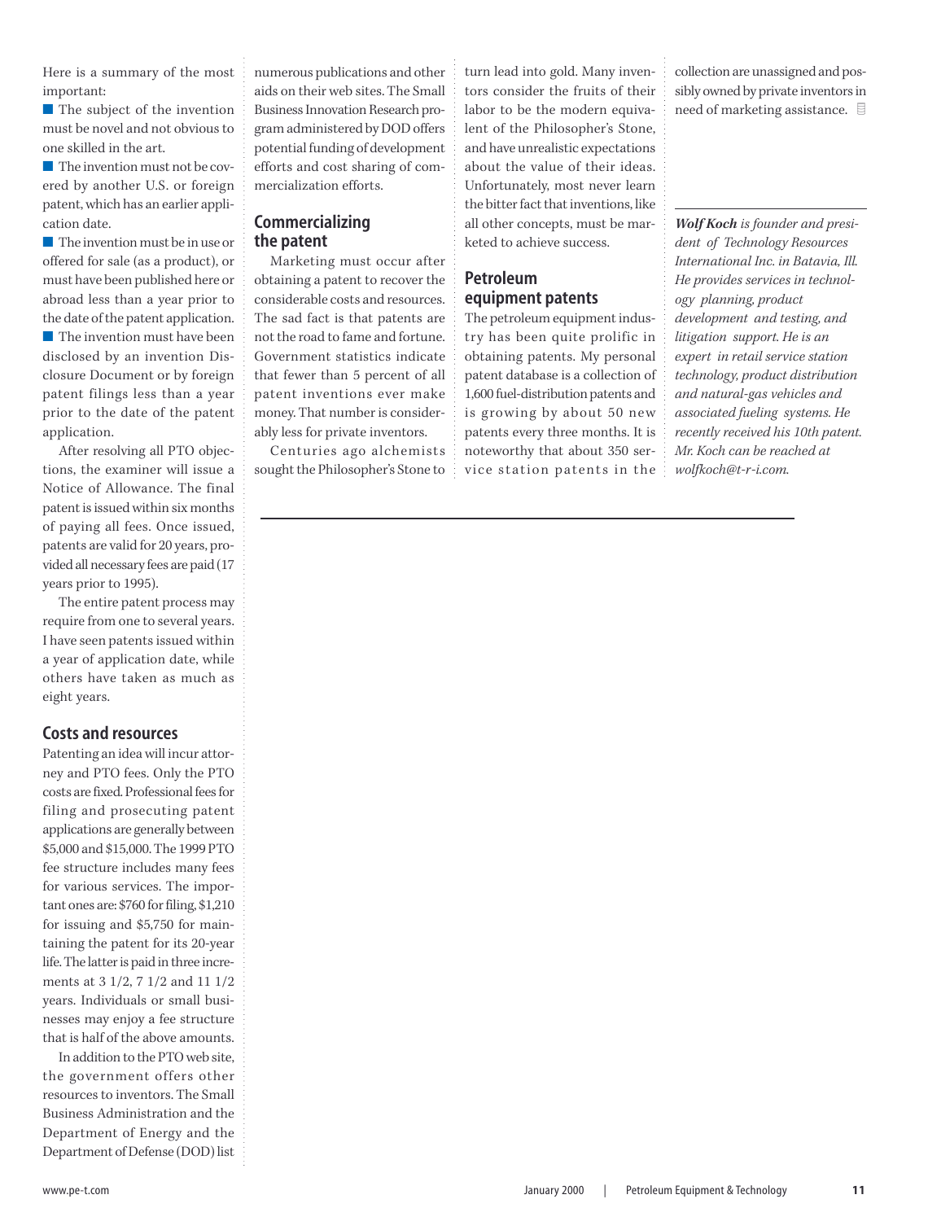Here is a summary of the most important:

- The subject of the invention must be novel and not obvious to one skilled in the art.
- The invention must not be covered by another U.S. or foreign patent, which has an earlier application date.
- The invention must be in use or offered for sale (as a product), or must have been published here or abroad less than a year prior to the date of the patent application.
- The invention must have been disclosed by an invention Disclosure Document or by foreign patent filings less than a year prior to the date of the patent application.

After resolving all PTO objections, the examiner will issue a Notice of Allowance. The final patent is issued within six months of paying all fees. Once issued, patents are valid for 20 years, provided all necessary fees are paid (17 years prior to 1995).

The entire patent process may require from one to several years. I have seen patents issued within a year of application date, while others have taken as much as eight years.

## Costs and resources

Patenting an idea will incur attorney and PTO fees. Only the PTO costs are fixed. Professional fees for filing and prosecuting patent applications are generally between $5,000 and $15,000. The 1999 PTO fee structure includes many fees for various services. The important ones are: $760 for filing, $1,210 for issuing and $5,750 for maintaining the patent for its 20-year life. The latter is paid in three increments at 3 1/2, 7 1/2 and 11 1/2 years. Individuals or small businesses may enjoy a fee structure that is half of the above amounts.

In addition to the PTO web site, the government offers other resources to inventors. The Small Business Administration and the Department of Energy and the Department of Defense (DOD) list numerous publications and other aids on their web sites. The Small Business Innovation Research program administered by DOD offers potential funding of development efforts and cost sharing of commercialization efforts.

## Commercializing the patent

Marketing must occur after obtaining a patent to recover the considerable costs and resources. The sad fact is that patents are not the road to fame and fortune. Government statistics indicate that fewer than 5 percent of all patent inventions ever make money. That number is considerably less for private inventors.

Centuries ago alchemists sought the Philosopher's Stone to turn lead into gold. Many inventors consider the fruits of their labor to be the modern equivalent of the Philosopher's Stone, and have unrealistic expectations about the value of their ideas. Unfortunately, most never learn the bitter fact that inventions, like all other concepts, must be marketed to achieve success.

## Petroleum equipment patents

The petroleum equipment industry has been quite prolific in obtaining patents. My personal patent database is a collection of 1,600 fuel-distribution patents and is growing by about 50 new patents every three months. It is noteworthy that about 350 service station patents in the collection are unassigned and possibly owned by private inventors in need of marketing assistance.

---

***Wolf Koch** is founder and president of Technology Resources International Inc. in Batavia, Ill. He provides services in technology planning, product development and testing, and litigation support. He is an expert in retail service station technology, product distribution and natural-gas vehicles and associated fueling systems. He recently received his 10th patent. Mr. Koch can be reached at wolfkoch@t-r-i.com.*